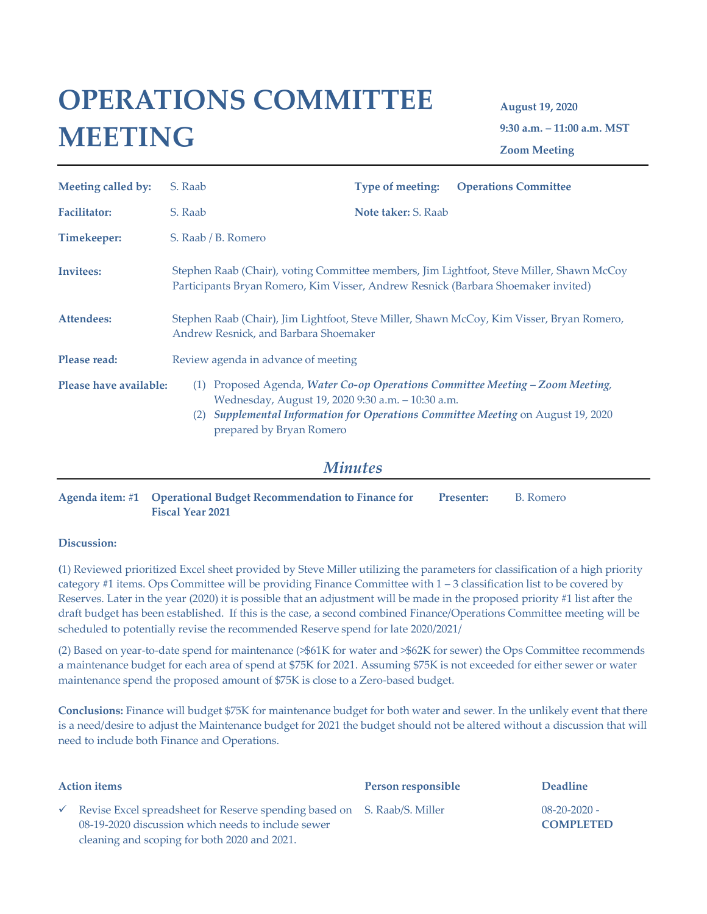# OPERATIONS COMMITTEE MEETING

**August 19, 2020**

**9:30 a.m. – 11:00 a.m. MST**

**Zoom Meeting**

| | | | |
|---|---|---|---|
| **Meeting called by:** | S. Raab | **Type of meeting:** | **Operations Committee** |
| **Facilitator:** | S. Raab | **Note taker:** S. Raab | |
| **Timekeeper:** | S. Raab / B. Romero | | |

**Invitees:** Stephen Raab (Chair), voting Committee members, Jim Lightfoot, Steve Miller, Shawn McCoy Participants Bryan Romero, Kim Visser, Andrew Resnick (Barbara Shoemaker invited)

**Attendees:** Stephen Raab (Chair), Jim Lightfoot, Steve Miller, Shawn McCoy, Kim Visser, Bryan Romero, Andrew Resnick, and Barbara Shoemaker

**Please read:** Review agenda in advance of meeting

**Please have available:**

(1) Proposed Agenda, ***Water Co-op Operations Committee Meeting – Zoom Meeting***, Wednesday, August 19, 2020 9:30 a.m. – 10:30 a.m.

(2) ***Supplemental Information for Operations Committee Meeting*** on August 19, 2020 prepared by Bryan Romero

## *Minutes*

**Agenda item: #1 Operational Budget Recommendation to Finance for Fiscal Year 2021** **Presenter:** B. Romero

**Discussion:**

**(**1) Reviewed prioritized Excel sheet provided by Steve Miller utilizing the parameters for classification of a high priority category #1 items. Ops Committee will be providing Finance Committee with 1 – 3 classification list to be covered by Reserves. Later in the year (2020) it is possible that an adjustment will be made in the proposed priority #1 list after the draft budget has been established. If this is the case, a second combined Finance/Operations Committee meeting will be scheduled to potentially revise the recommended Reserve spend for late 2020/2021/

(2) Based on year-to-date spend for maintenance (>$61K for water and >$62K for sewer) the Ops Committee recommends a maintenance budget for each area of spend at $75K for 2021. Assuming $75K is not exceeded for either sewer or water maintenance spend the proposed amount of $75K is close to a Zero-based budget.

**Conclusions:** Finance will budget $75K for maintenance budget for both water and sewer. In the unlikely event that there is a need/desire to adjust the Maintenance budget for 2021 the budget should not be altered without a discussion that will need to include both Finance and Operations.

| Action items | Person responsible | Deadline |
|---|---|---|
| ✓ Revise Excel spreadsheet for Reserve spending based on 08-19-2020 discussion which needs to include sewer cleaning and scoping for both 2020 and 2021. | S. Raab/S. Miller | 08-20-2020 - **COMPLETED** |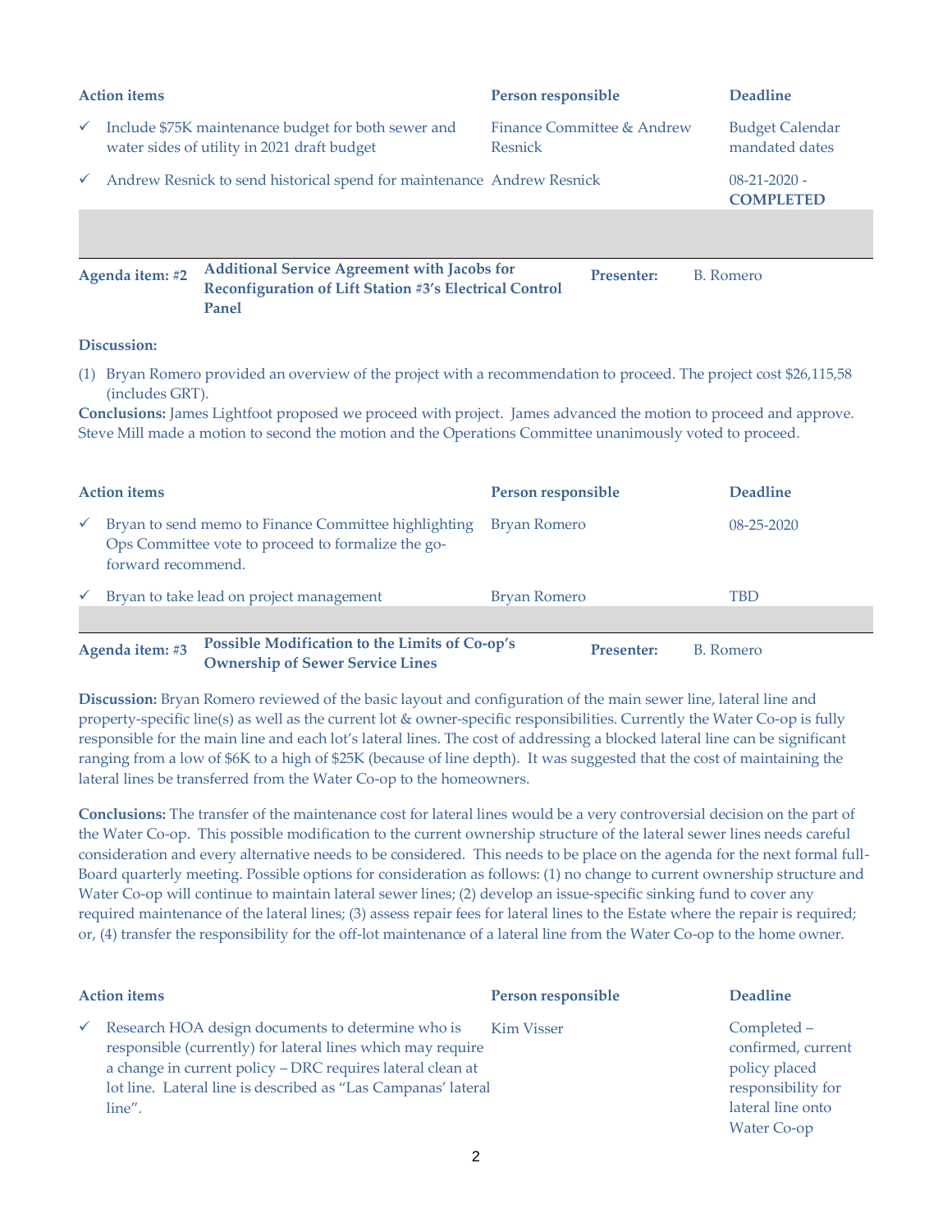| Action items | Person responsible | Deadline |
| --- | --- | --- |
| ✓ Include $75K maintenance budget for both sewer and water sides of utility in 2021 draft budget | Finance Committee & Andrew Resnick | Budget Calendar mandated dates |
| ✓ Andrew Resnick to send historical spend for maintenance | Andrew Resnick | 08-21-2020 - **COMPLETED** |

| **Agenda item: #2** | **Additional Service Agreement with Jacobs for Reconfiguration of Lift Station #3's Electrical Control Panel** | **Presenter:** | B. Romero |
| --- | --- | --- | --- |

**Discussion:**

(1) Bryan Romero provided an overview of the project with a recommendation to proceed. The project cost $26,115,58 (includes GRT).

**Conclusions:** James Lightfoot proposed we proceed with project. James advanced the motion to proceed and approve. Steve Mill made a motion to second the motion and the Operations Committee unanimously voted to proceed.

| Action items | Person responsible | Deadline |
| --- | --- | --- |
| ✓ Bryan to send memo to Finance Committee highlighting Ops Committee vote to proceed to formalize the go-forward recommend. | Bryan Romero | 08-25-2020 |
| ✓ Bryan to take lead on project management | Bryan Romero | TBD |

| **Agenda item: #3** | **Possible Modification to the Limits of Co-op's Ownership of Sewer Service Lines** | **Presenter:** | B. Romero |
| --- | --- | --- | --- |

**Discussion:** Bryan Romero reviewed of the basic layout and configuration of the main sewer line, lateral line and property-specific line(s) as well as the current lot & owner-specific responsibilities. Currently the Water Co-op is fully responsible for the main line and each lot's lateral lines. The cost of addressing a blocked lateral line can be significant ranging from a low of $6K to a high of $25K (because of line depth). It was suggested that the cost of maintaining the lateral lines be transferred from the Water Co-op to the homeowners.

**Conclusions:** The transfer of the maintenance cost for lateral lines would be a very controversial decision on the part of the Water Co-op. This possible modification to the current ownership structure of the lateral sewer lines needs careful consideration and every alternative needs to be considered. This needs to be place on the agenda for the next formal full-Board quarterly meeting. Possible options for consideration as follows: (1) no change to current ownership structure and Water Co-op will continue to maintain lateral sewer lines; (2) develop an issue-specific sinking fund to cover any required maintenance of the lateral lines; (3) assess repair fees for lateral lines to the Estate where the repair is required; or, (4) transfer the responsibility for the off-lot maintenance of a lateral line from the Water Co-op to the home owner.

| Action items | Person responsible | Deadline |
| --- | --- | --- |
| ✓ Research HOA design documents to determine who is responsible (currently) for lateral lines which may require a change in current policy – DRC requires lateral clean at lot line. Lateral line is described as "Las Campanas' lateral line". | Kim Visser | Completed – confirmed, current policy placed responsibility for lateral line onto Water Co-op |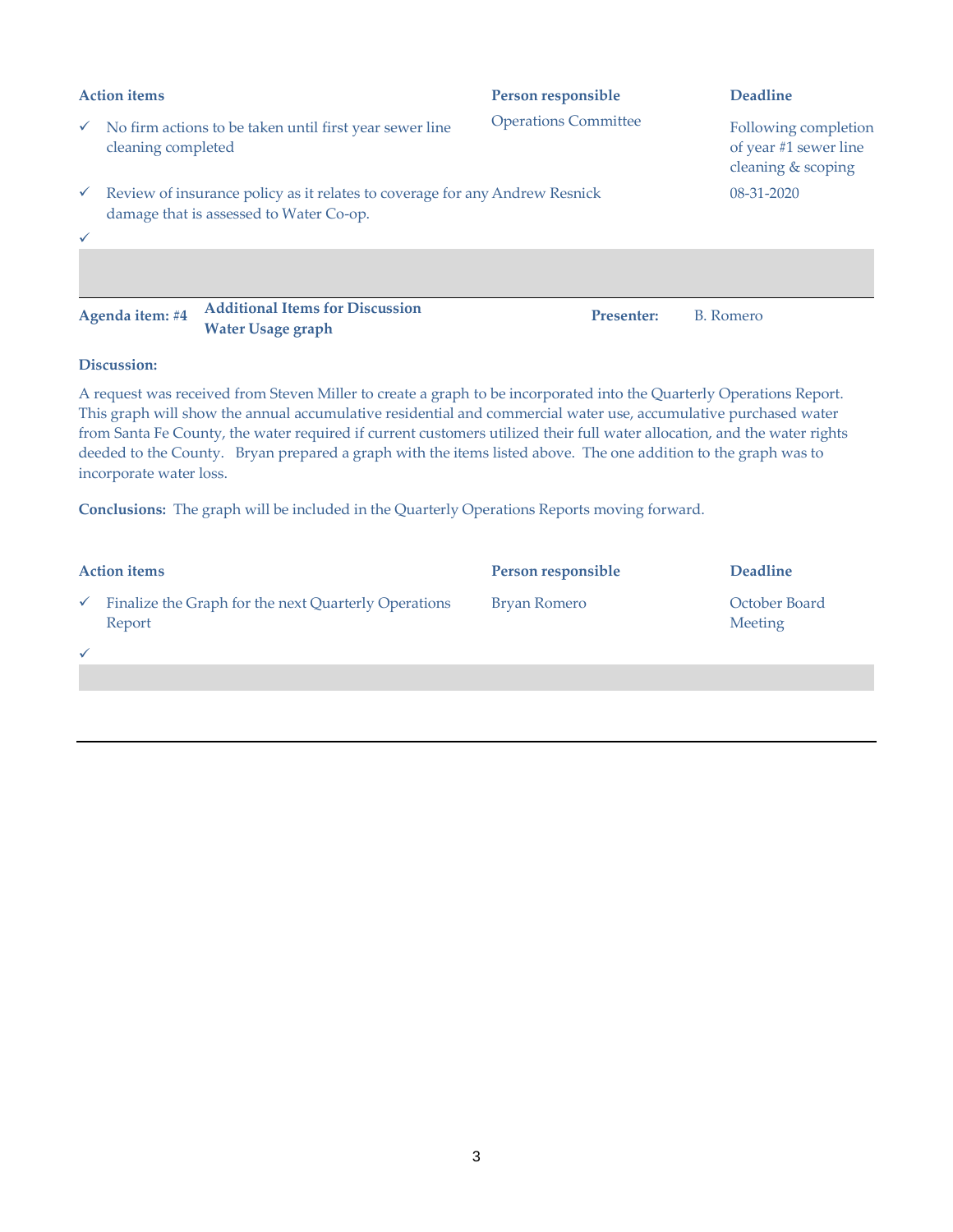| Action items | Person responsible | Deadline |
|---|---|---|
| ✓ No firm actions to be taken until first year sewer line cleaning completed | Operations Committee | Following completion of year #1 sewer line cleaning & scoping |
| ✓ Review of insurance policy as it relates to coverage for any damage that is assessed to Water Co-op. | Andrew Resnick | 08-31-2020 |
| ✓ | | |

| | | | |
|---|---|---|---|
| **Agenda item: #4** | **Additional Items for Discussion Water Usage graph** | **Presenter:** | B. Romero |

**Discussion:**

A request was received from Steven Miller to create a graph to be incorporated into the Quarterly Operations Report. This graph will show the annual accumulative residential and commercial water use, accumulative purchased water from Santa Fe County, the water required if current customers utilized their full water allocation, and the water rights deeded to the County. Bryan prepared a graph with the items listed above. The one addition to the graph was to incorporate water loss.

**Conclusions:** The graph will be included in the Quarterly Operations Reports moving forward.

| Action items | Person responsible | Deadline |
|---|---|---|
| ✓ Finalize the Graph for the next Quarterly Operations Report | Bryan Romero | October Board Meeting |
| ✓ | | |